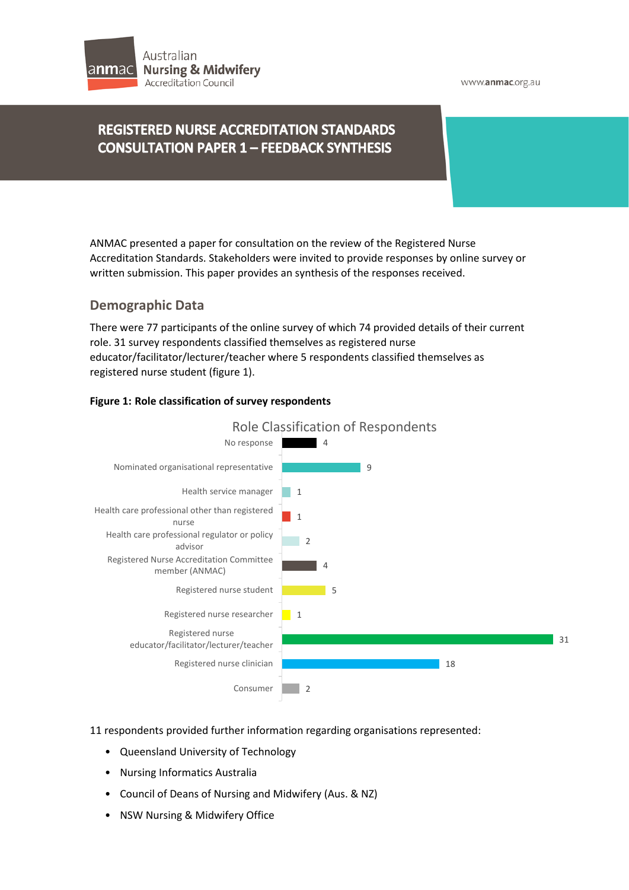# REGISTERED NURSE ACCREDITATION STANDARDS CONSULTATION PAPER 1 – FEEDBACK SYNTHESIS

ANMAC presented a paper for consultation on the review of the Registered Nurse Accreditation Standards. Stakeholders were invited to provide responses by online survey or written submission. This paper provides an synthesis of the responses received.

## Demographic Data

There were 77 participants of the online survey of which 74 provided details of their current role. 31 survey respondents classified themselves as registered nurse educator/facilitator/lecturer/teacher where 5 respondents classified themselves as registered nurse student (figure 1).

**Figure 1: Role classification of survey respondents**

Role Classification of Respondents

| Role | Count |
|---|---|
| No response | 4 |
| Nominated organisational representative | 9 |
| Health service manager | 1 |
| Health care professional other than registered nurse | 1 |
| Health care professional regulator or policy advisor | 2 |
| Registered Nurse Accreditation Committee member (ANMAC) | 4 |
| Registered nurse student | 5 |
| Registered nurse researcher | 1 |
| Registered nurse educator/facilitator/lecturer/teacher | 31 |
| Registered nurse clinician | 18 |
| Consumer | 2 |

11 respondents provided further information regarding organisations represented:

- Queensland University of Technology
- Nursing Informatics Australia
- Council of Deans of Nursing and Midwifery (Aus. & NZ)
- NSW Nursing & Midwifery Office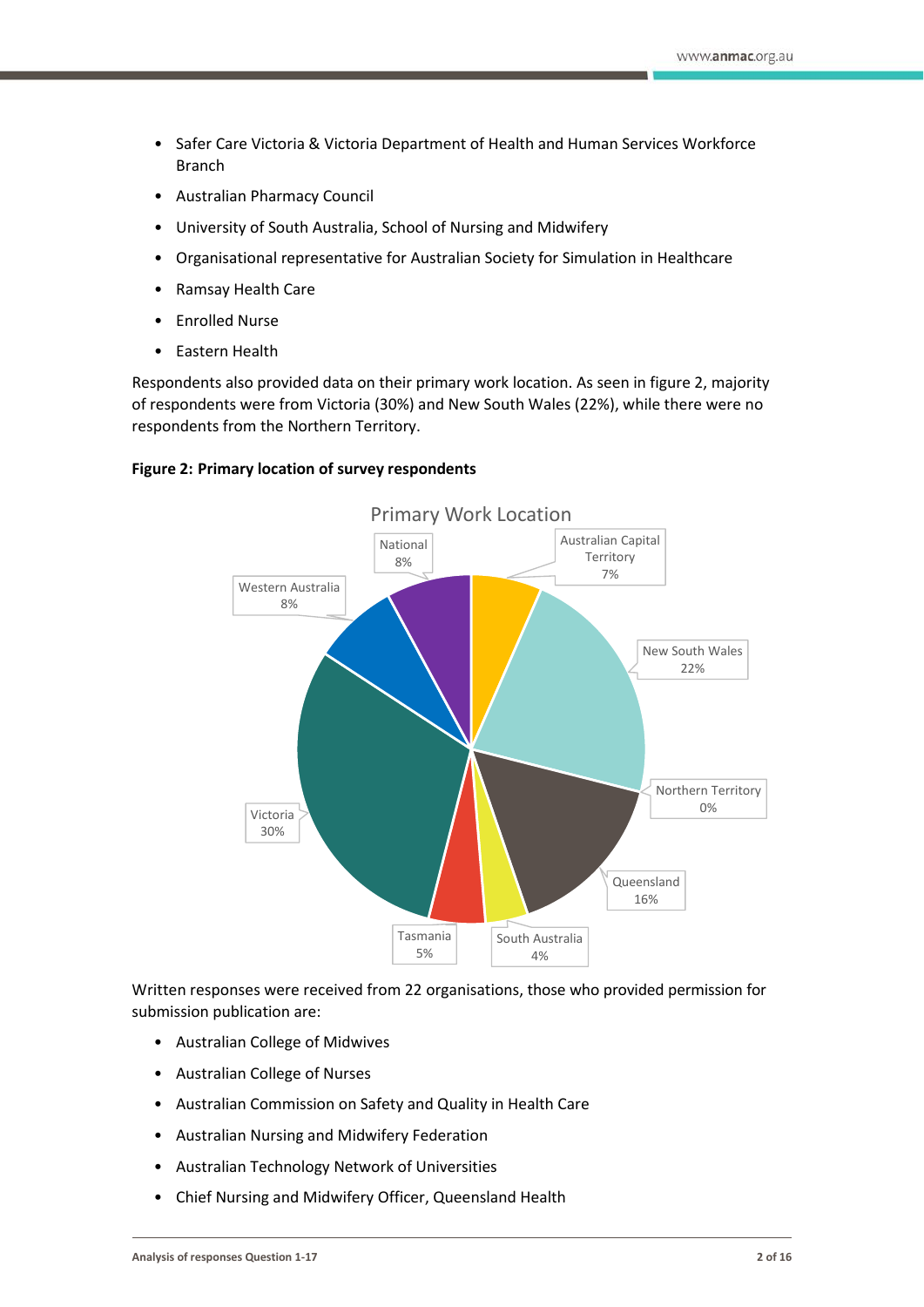- Safer Care Victoria & Victoria Department of Health and Human Services Workforce Branch
- Australian Pharmacy Council
- University of South Australia, School of Nursing and Midwifery
- Organisational representative for Australian Society for Simulation in Healthcare
- Ramsay Health Care
- Enrolled Nurse
- Eastern Health

Respondents also provided data on their primary work location. As seen in figure 2, majority of respondents were from Victoria (30%) and New South Wales (22%), while there were no respondents from the Northern Territory.

**Figure 2: Primary location of survey respondents**

Primary Work Location

| Location | Percentage |
| --- | --- |
| Australian Capital Territory | 7% |
| New South Wales | 22% |
| Northern Territory | 0% |
| Queensland | 16% |
| South Australia | 4% |
| Tasmania | 5% |
| Victoria | 30% |
| Western Australia | 8% |
| National | 8% |

Written responses were received from 22 organisations, those who provided permission for submission publication are:

- Australian College of Midwives
- Australian College of Nurses
- Australian Commission on Safety and Quality in Health Care
- Australian Nursing and Midwifery Federation
- Australian Technology Network of Universities
- Chief Nursing and Midwifery Officer, Queensland Health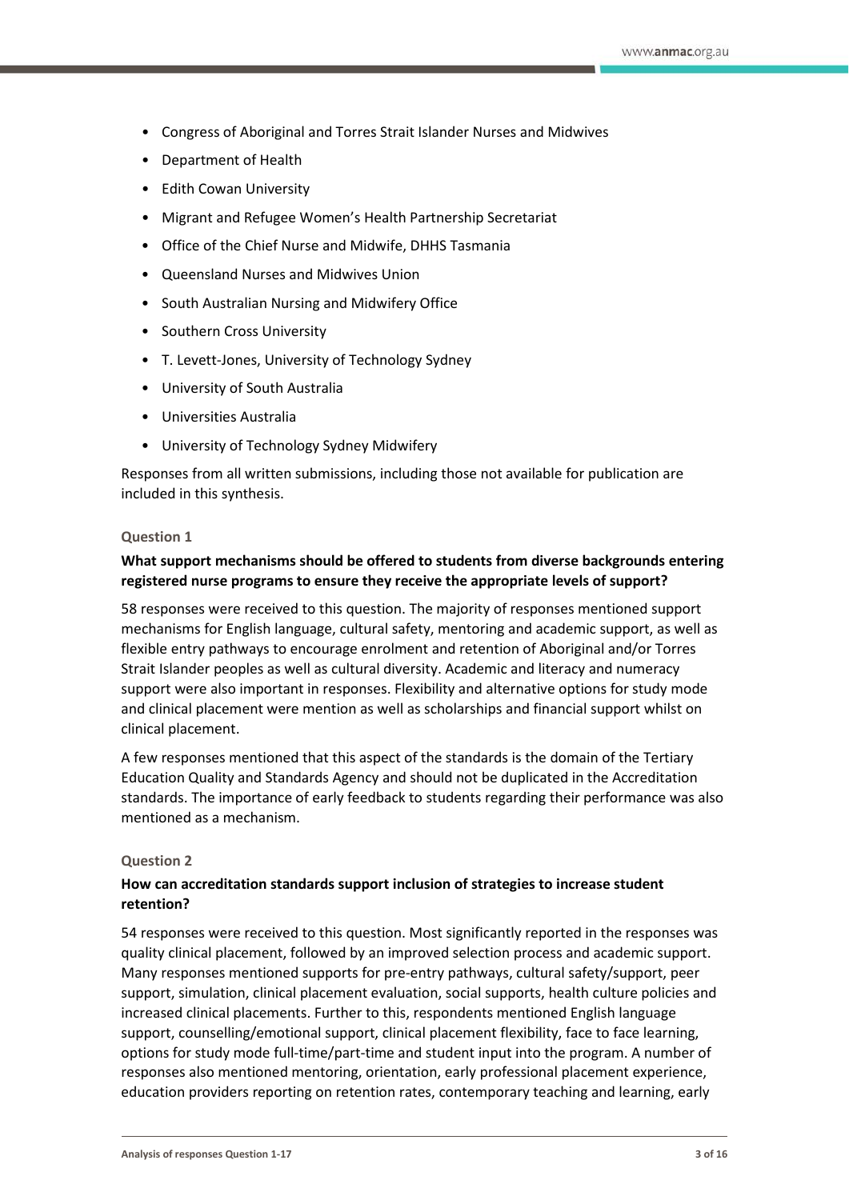- Congress of Aboriginal and Torres Strait Islander Nurses and Midwives
- Department of Health
- Edith Cowan University
- Migrant and Refugee Women's Health Partnership Secretariat
- Office of the Chief Nurse and Midwife, DHHS Tasmania
- Queensland Nurses and Midwives Union
- South Australian Nursing and Midwifery Office
- Southern Cross University
- T. Levett-Jones, University of Technology Sydney
- University of South Australia
- Universities Australia
- University of Technology Sydney Midwifery

Responses from all written submissions, including those not available for publication are included in this synthesis.

### Question 1

**What support mechanisms should be offered to students from diverse backgrounds entering registered nurse programs to ensure they receive the appropriate levels of support?**

58 responses were received to this question. The majority of responses mentioned support mechanisms for English language, cultural safety, mentoring and academic support, as well as flexible entry pathways to encourage enrolment and retention of Aboriginal and/or Torres Strait Islander peoples as well as cultural diversity. Academic and literacy and numeracy support were also important in responses. Flexibility and alternative options for study mode and clinical placement were mention as well as scholarships and financial support whilst on clinical placement.

A few responses mentioned that this aspect of the standards is the domain of the Tertiary Education Quality and Standards Agency and should not be duplicated in the Accreditation standards. The importance of early feedback to students regarding their performance was also mentioned as a mechanism.

### Question 2

**How can accreditation standards support inclusion of strategies to increase student retention?**

54 responses were received to this question. Most significantly reported in the responses was quality clinical placement, followed by an improved selection process and academic support. Many responses mentioned supports for pre-entry pathways, cultural safety/support, peer support, simulation, clinical placement evaluation, social supports, health culture policies and increased clinical placements. Further to this, respondents mentioned English language support, counselling/emotional support, clinical placement flexibility, face to face learning, options for study mode full-time/part-time and student input into the program. A number of responses also mentioned mentoring, orientation, early professional placement experience, education providers reporting on retention rates, contemporary teaching and learning, early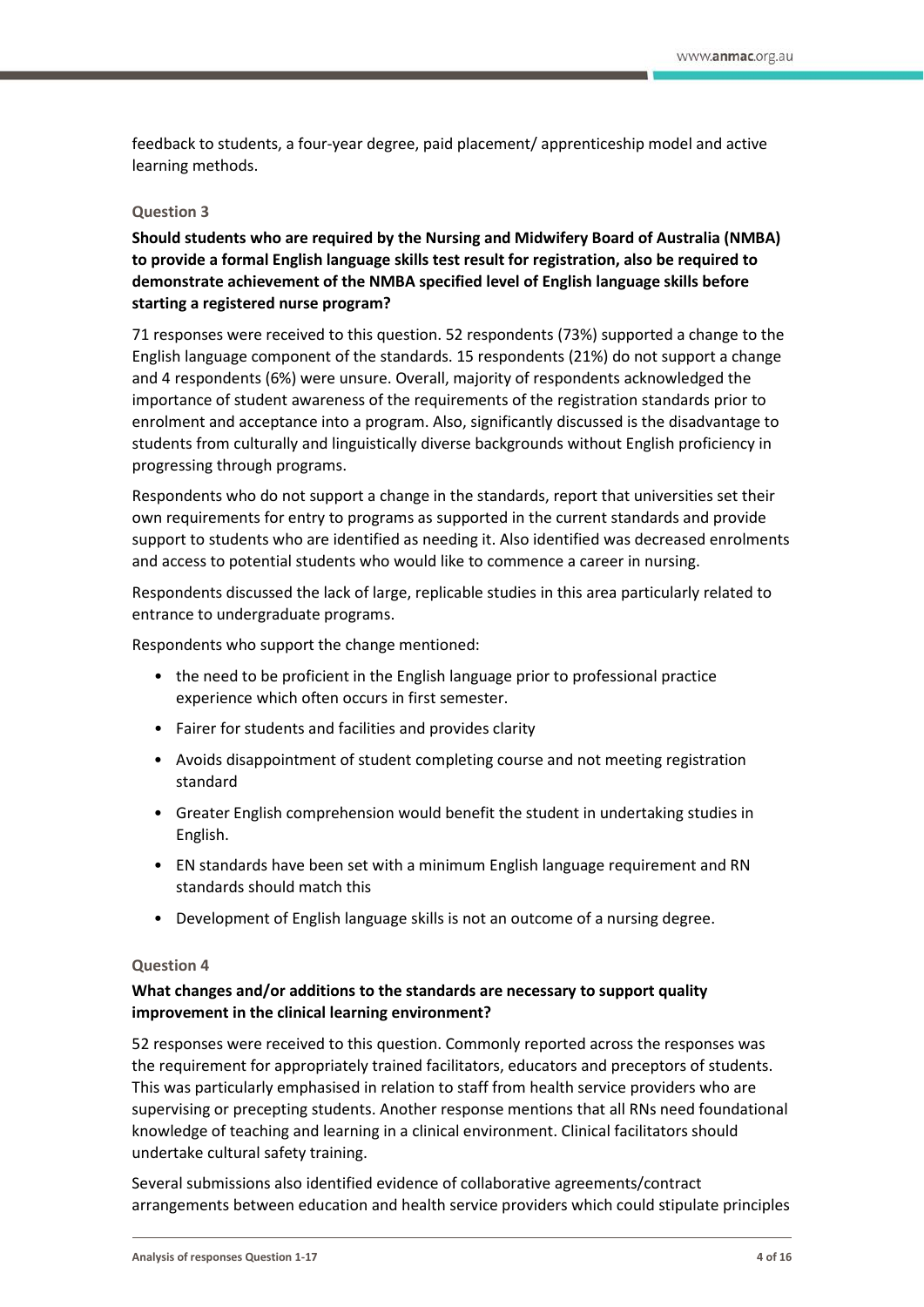feedback to students, a four-year degree, paid placement/ apprenticeship model and active learning methods.

### Question 3

**Should students who are required by the Nursing and Midwifery Board of Australia (NMBA) to provide a formal English language skills test result for registration, also be required to demonstrate achievement of the NMBA specified level of English language skills before starting a registered nurse program?**

71 responses were received to this question. 52 respondents (73%) supported a change to the English language component of the standards. 15 respondents (21%) do not support a change and 4 respondents (6%) were unsure. Overall, majority of respondents acknowledged the importance of student awareness of the requirements of the registration standards prior to enrolment and acceptance into a program. Also, significantly discussed is the disadvantage to students from culturally and linguistically diverse backgrounds without English proficiency in progressing through programs.

Respondents who do not support a change in the standards, report that universities set their own requirements for entry to programs as supported in the current standards and provide support to students who are identified as needing it. Also identified was decreased enrolments and access to potential students who would like to commence a career in nursing.

Respondents discussed the lack of large, replicable studies in this area particularly related to entrance to undergraduate programs.

Respondents who support the change mentioned:

- the need to be proficient in the English language prior to professional practice experience which often occurs in first semester.
- Fairer for students and facilities and provides clarity
- Avoids disappointment of student completing course and not meeting registration standard
- Greater English comprehension would benefit the student in undertaking studies in English.
- EN standards have been set with a minimum English language requirement and RN standards should match this
- Development of English language skills is not an outcome of a nursing degree.

### Question 4

**What changes and/or additions to the standards are necessary to support quality improvement in the clinical learning environment?**

52 responses were received to this question. Commonly reported across the responses was the requirement for appropriately trained facilitators, educators and preceptors of students. This was particularly emphasised in relation to staff from health service providers who are supervising or precepting students. Another response mentions that all RNs need foundational knowledge of teaching and learning in a clinical environment. Clinical facilitators should undertake cultural safety training.

Several submissions also identified evidence of collaborative agreements/contract arrangements between education and health service providers which could stipulate principles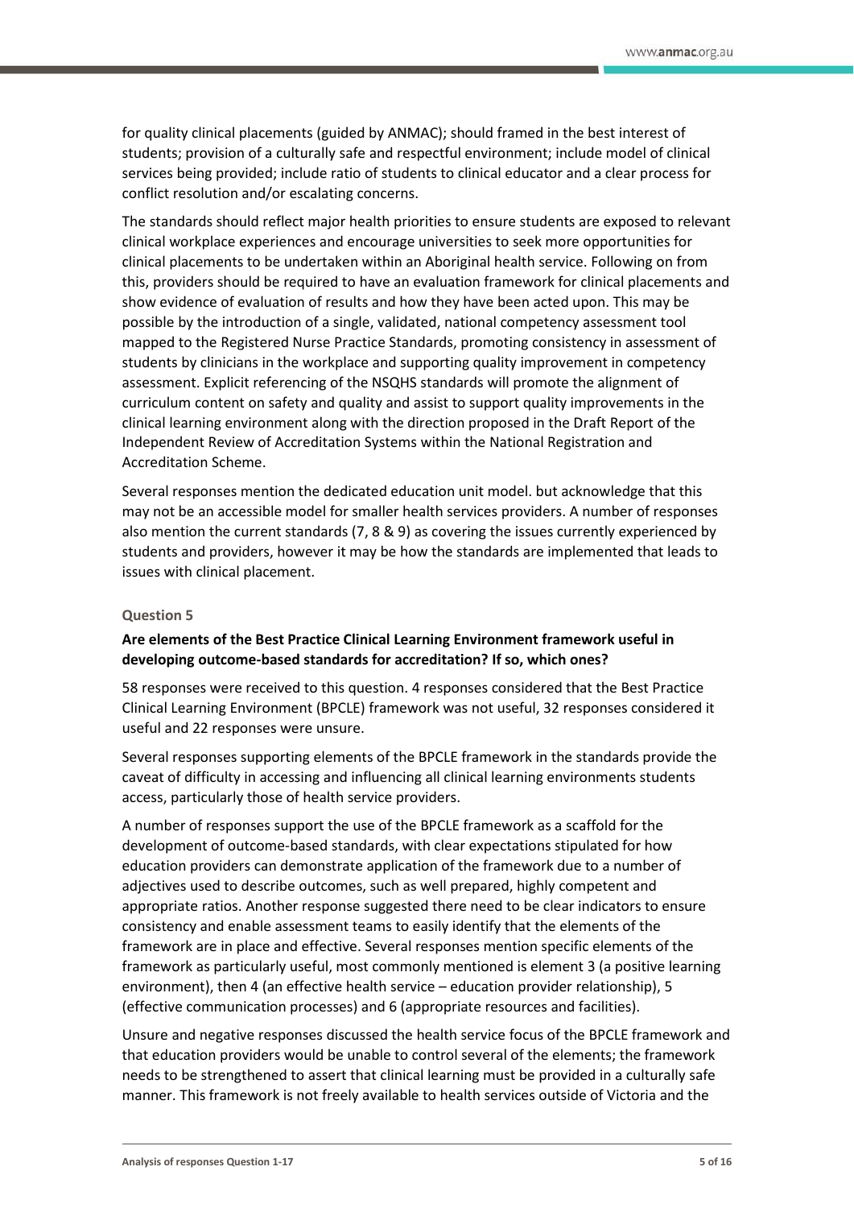for quality clinical placements (guided by ANMAC); should framed in the best interest of students; provision of a culturally safe and respectful environment; include model of clinical services being provided; include ratio of students to clinical educator and a clear process for conflict resolution and/or escalating concerns.

The standards should reflect major health priorities to ensure students are exposed to relevant clinical workplace experiences and encourage universities to seek more opportunities for clinical placements to be undertaken within an Aboriginal health service. Following on from this, providers should be required to have an evaluation framework for clinical placements and show evidence of evaluation of results and how they have been acted upon. This may be possible by the introduction of a single, validated, national competency assessment tool mapped to the Registered Nurse Practice Standards, promoting consistency in assessment of students by clinicians in the workplace and supporting quality improvement in competency assessment. Explicit referencing of the NSQHS standards will promote the alignment of curriculum content on safety and quality and assist to support quality improvements in the clinical learning environment along with the direction proposed in the Draft Report of the Independent Review of Accreditation Systems within the National Registration and Accreditation Scheme.

Several responses mention the dedicated education unit model. but acknowledge that this may not be an accessible model for smaller health services providers. A number of responses also mention the current standards (7, 8 & 9) as covering the issues currently experienced by students and providers, however it may be how the standards are implemented that leads to issues with clinical placement.

### Question 5

**Are elements of the Best Practice Clinical Learning Environment framework useful in developing outcome-based standards for accreditation? If so, which ones?**

58 responses were received to this question. 4 responses considered that the Best Practice Clinical Learning Environment (BPCLE) framework was not useful, 32 responses considered it useful and 22 responses were unsure.

Several responses supporting elements of the BPCLE framework in the standards provide the caveat of difficulty in accessing and influencing all clinical learning environments students access, particularly those of health service providers.

A number of responses support the use of the BPCLE framework as a scaffold for the development of outcome-based standards, with clear expectations stipulated for how education providers can demonstrate application of the framework due to a number of adjectives used to describe outcomes, such as well prepared, highly competent and appropriate ratios. Another response suggested there need to be clear indicators to ensure consistency and enable assessment teams to easily identify that the elements of the framework are in place and effective. Several responses mention specific elements of the framework as particularly useful, most commonly mentioned is element 3 (a positive learning environment), then 4 (an effective health service – education provider relationship), 5 (effective communication processes) and 6 (appropriate resources and facilities).

Unsure and negative responses discussed the health service focus of the BPCLE framework and that education providers would be unable to control several of the elements; the framework needs to be strengthened to assert that clinical learning must be provided in a culturally safe manner. This framework is not freely available to health services outside of Victoria and the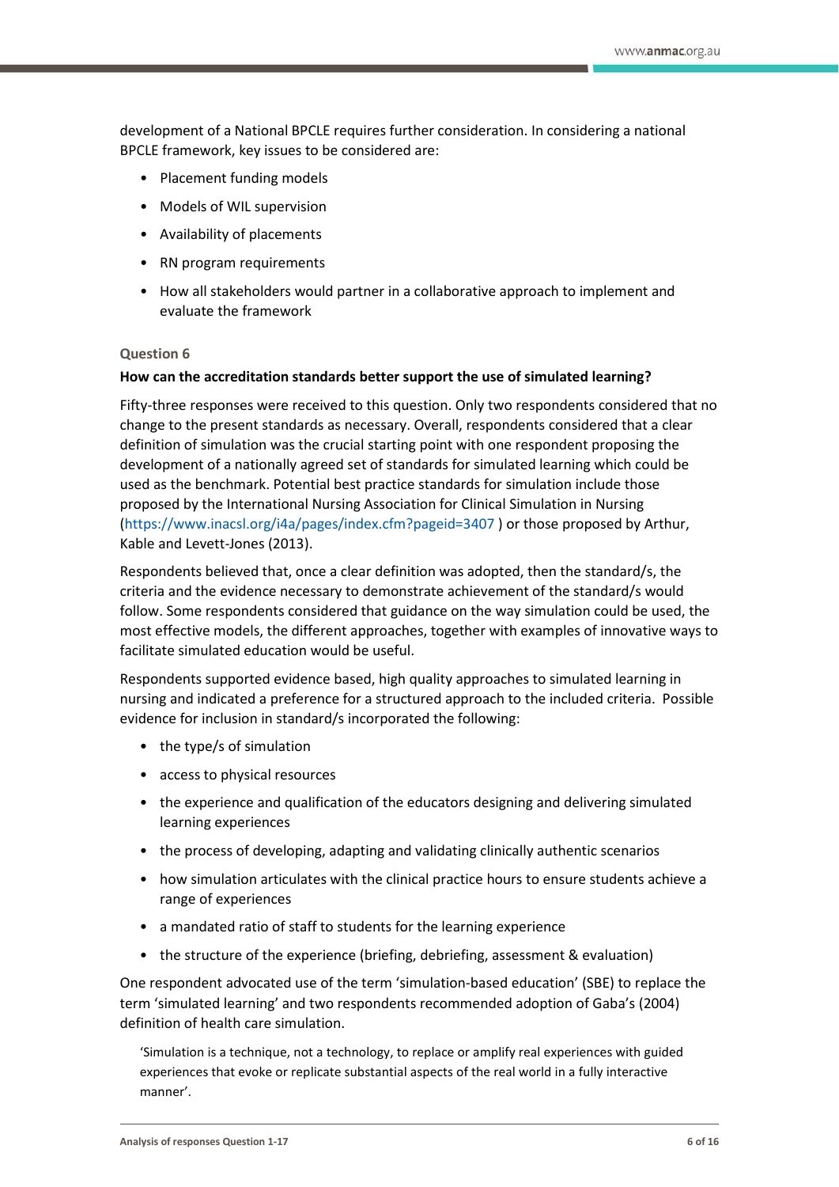development of a National BPCLE requires further consideration. In considering a national BPCLE framework, key issues to be considered are:

- Placement funding models
- Models of WIL supervision
- Availability of placements
- RN program requirements
- How all stakeholders would partner in a collaborative approach to implement and evaluate the framework

### Question 6

**How can the accreditation standards better support the use of simulated learning?**

Fifty-three responses were received to this question. Only two respondents considered that no change to the present standards as necessary. Overall, respondents considered that a clear definition of simulation was the crucial starting point with one respondent proposing the development of a nationally agreed set of standards for simulated learning which could be used as the benchmark. Potential best practice standards for simulation include those proposed by the International Nursing Association for Clinical Simulation in Nursing (https://www.inacsl.org/i4a/pages/index.cfm?pageid=3407 ) or those proposed by Arthur, Kable and Levett-Jones (2013).

Respondents believed that, once a clear definition was adopted, then the standard/s, the criteria and the evidence necessary to demonstrate achievement of the standard/s would follow. Some respondents considered that guidance on the way simulation could be used, the most effective models, the different approaches, together with examples of innovative ways to facilitate simulated education would be useful.

Respondents supported evidence based, high quality approaches to simulated learning in nursing and indicated a preference for a structured approach to the included criteria. Possible evidence for inclusion in standard/s incorporated the following:

- the type/s of simulation
- access to physical resources
- the experience and qualification of the educators designing and delivering simulated learning experiences
- the process of developing, adapting and validating clinically authentic scenarios
- how simulation articulates with the clinical practice hours to ensure students achieve a range of experiences
- a mandated ratio of staff to students for the learning experience
- the structure of the experience (briefing, debriefing, assessment & evaluation)

One respondent advocated use of the term 'simulation-based education' (SBE) to replace the term 'simulated learning' and two respondents recommended adoption of Gaba's (2004) definition of health care simulation.

> 'Simulation is a technique, not a technology, to replace or amplify real experiences with guided experiences that evoke or replicate substantial aspects of the real world in a fully interactive manner'.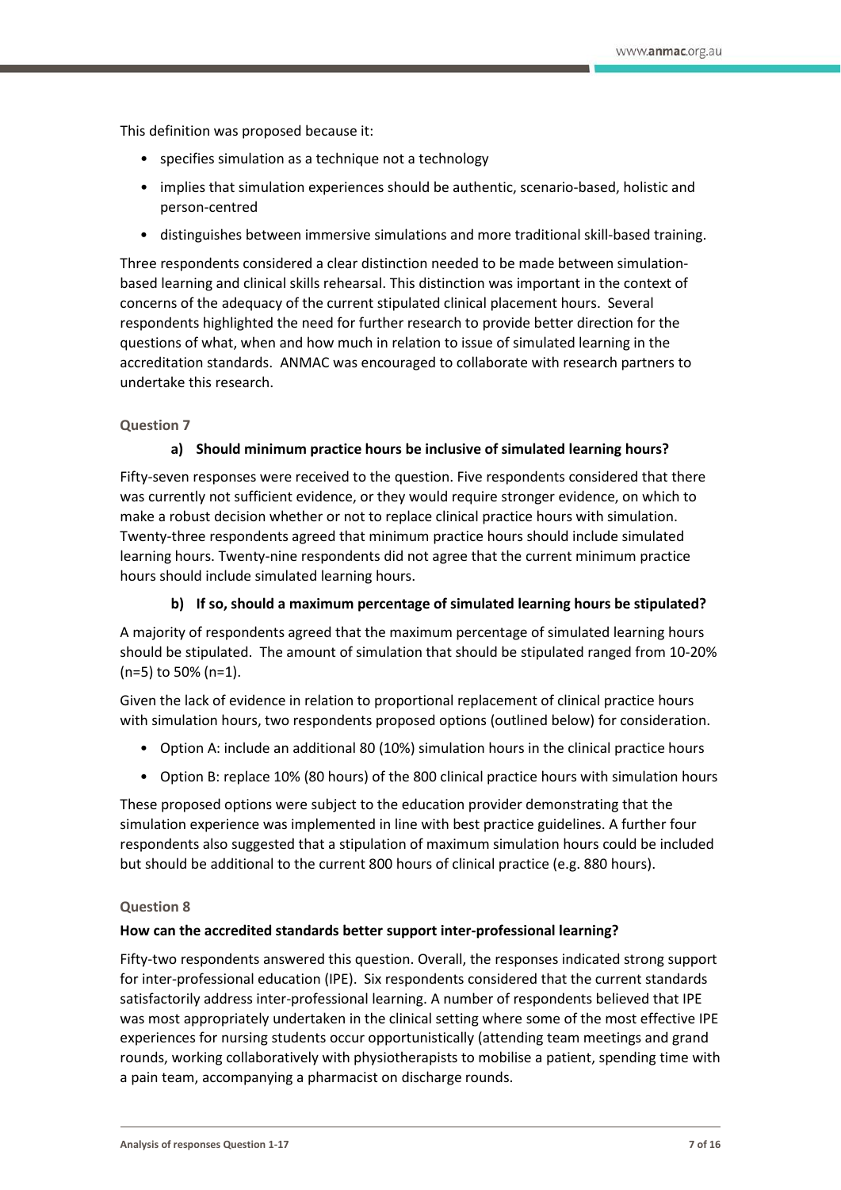This definition was proposed because it:

- specifies simulation as a technique not a technology
- implies that simulation experiences should be authentic, scenario-based, holistic and person-centred
- distinguishes between immersive simulations and more traditional skill-based training.

Three respondents considered a clear distinction needed to be made between simulation-based learning and clinical skills rehearsal. This distinction was important in the context of concerns of the adequacy of the current stipulated clinical placement hours. Several respondents highlighted the need for further research to provide better direction for the questions of what, when and how much in relation to issue of simulated learning in the accreditation standards. ANMAC was encouraged to collaborate with research partners to undertake this research.

#### Question 7

**a) Should minimum practice hours be inclusive of simulated learning hours?**

Fifty-seven responses were received to the question. Five respondents considered that there was currently not sufficient evidence, or they would require stronger evidence, on which to make a robust decision whether or not to replace clinical practice hours with simulation. Twenty-three respondents agreed that minimum practice hours should include simulated learning hours. Twenty-nine respondents did not agree that the current minimum practice hours should include simulated learning hours.

**b) If so, should a maximum percentage of simulated learning hours be stipulated?**

A majority of respondents agreed that the maximum percentage of simulated learning hours should be stipulated. The amount of simulation that should be stipulated ranged from 10-20% (n=5) to 50% (n=1).

Given the lack of evidence in relation to proportional replacement of clinical practice hours with simulation hours, two respondents proposed options (outlined below) for consideration.

- Option A: include an additional 80 (10%) simulation hours in the clinical practice hours
- Option B: replace 10% (80 hours) of the 800 clinical practice hours with simulation hours

These proposed options were subject to the education provider demonstrating that the simulation experience was implemented in line with best practice guidelines. A further four respondents also suggested that a stipulation of maximum simulation hours could be included but should be additional to the current 800 hours of clinical practice (e.g. 880 hours).

#### Question 8

**How can the accredited standards better support inter-professional learning?**

Fifty-two respondents answered this question. Overall, the responses indicated strong support for inter-professional education (IPE). Six respondents considered that the current standards satisfactorily address inter-professional learning. A number of respondents believed that IPE was most appropriately undertaken in the clinical setting where some of the most effective IPE experiences for nursing students occur opportunistically (attending team meetings and grand rounds, working collaboratively with physiotherapists to mobilise a patient, spending time with a pain team, accompanying a pharmacist on discharge rounds.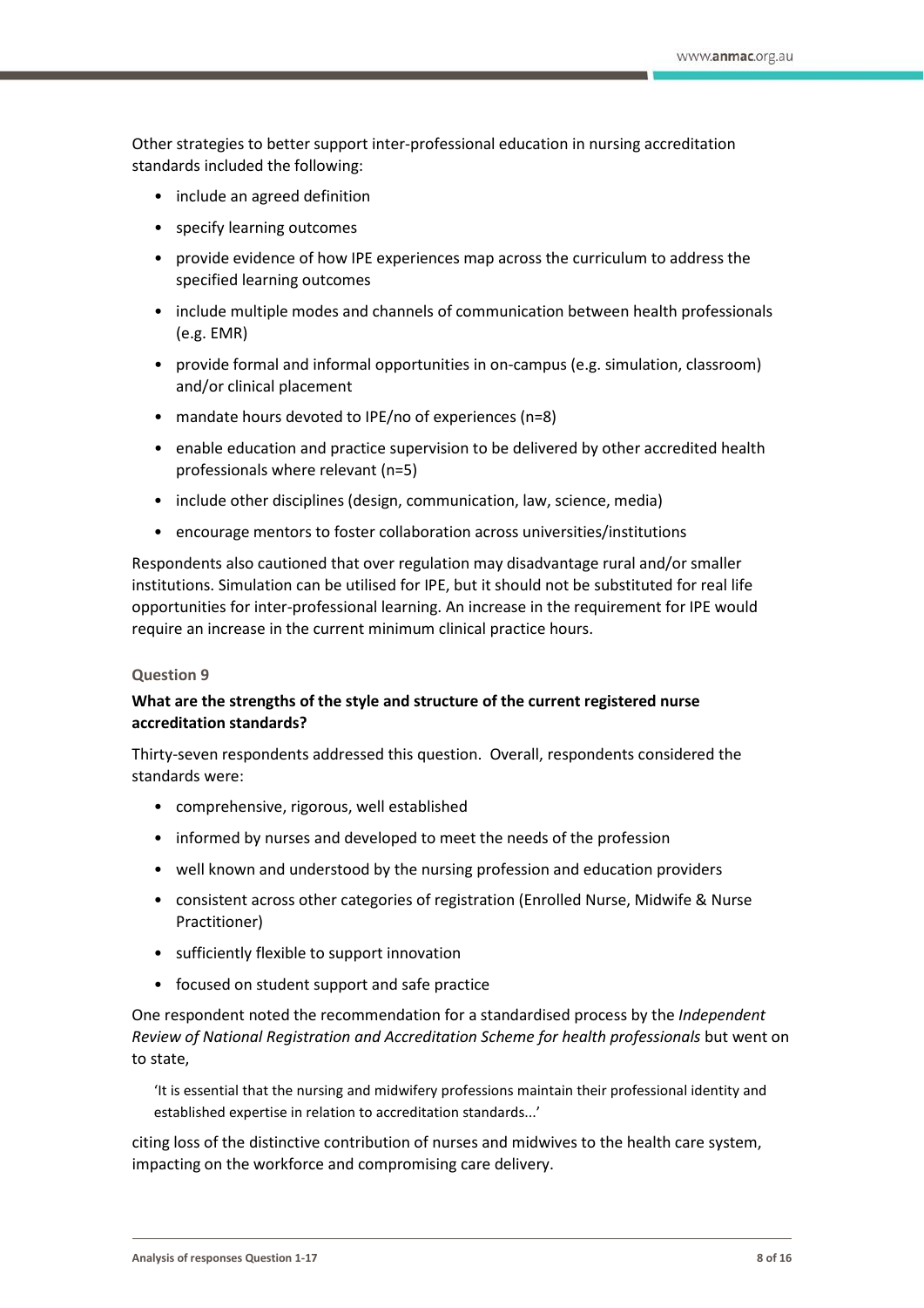Other strategies to better support inter-professional education in nursing accreditation standards included the following:

- include an agreed definition
- specify learning outcomes
- provide evidence of how IPE experiences map across the curriculum to address the specified learning outcomes
- include multiple modes and channels of communication between health professionals (e.g. EMR)
- provide formal and informal opportunities in on-campus (e.g. simulation, classroom) and/or clinical placement
- mandate hours devoted to IPE/no of experiences (n=8)
- enable education and practice supervision to be delivered by other accredited health professionals where relevant (n=5)
- include other disciplines (design, communication, law, science, media)
- encourage mentors to foster collaboration across universities/institutions

Respondents also cautioned that over regulation may disadvantage rural and/or smaller institutions. Simulation can be utilised for IPE, but it should not be substituted for real life opportunities for inter-professional learning. An increase in the requirement for IPE would require an increase in the current minimum clinical practice hours.

#### Question 9

**What are the strengths of the style and structure of the current registered nurse accreditation standards?**

Thirty-seven respondents addressed this question. Overall, respondents considered the standards were:

- comprehensive, rigorous, well established
- informed by nurses and developed to meet the needs of the profession
- well known and understood by the nursing profession and education providers
- consistent across other categories of registration (Enrolled Nurse, Midwife & Nurse Practitioner)
- sufficiently flexible to support innovation
- focused on student support and safe practice

One respondent noted the recommendation for a standardised process by the *Independent Review of National Registration and Accreditation Scheme for health professionals* but went on to state,

> 'It is essential that the nursing and midwifery professions maintain their professional identity and established expertise in relation to accreditation standards...'

citing loss of the distinctive contribution of nurses and midwives to the health care system, impacting on the workforce and compromising care delivery.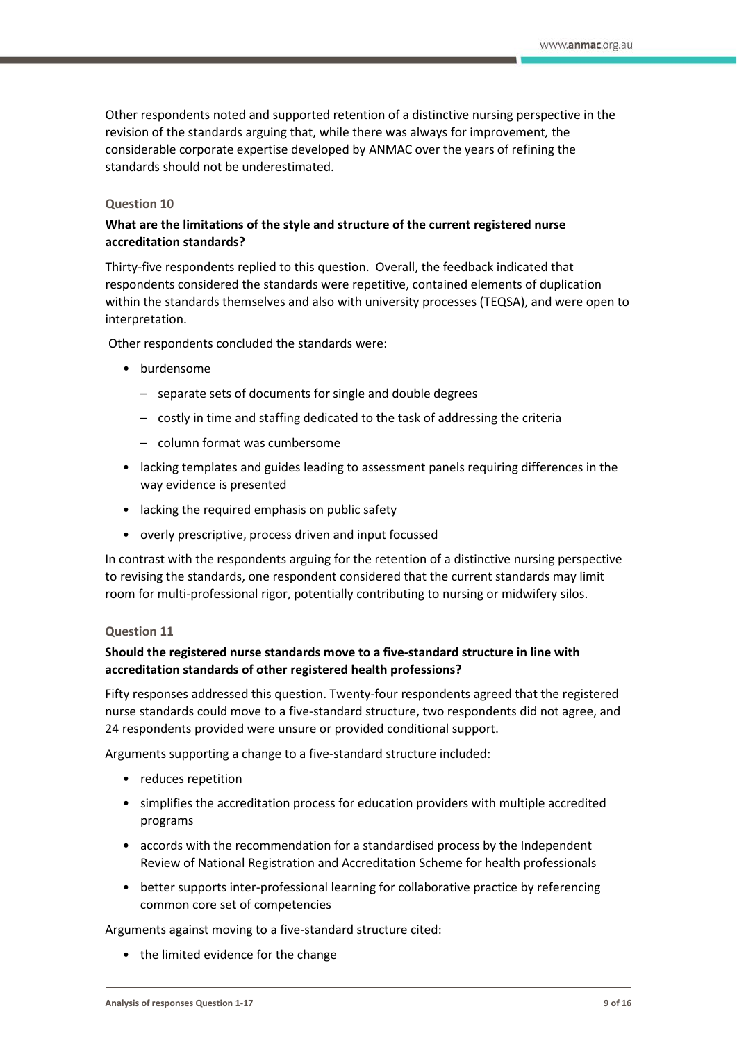Other respondents noted and supported retention of a distinctive nursing perspective in the revision of the standards arguing that, while there was always for improvement, the considerable corporate expertise developed by ANMAC over the years of refining the standards should not be underestimated.

### Question 10

**What are the limitations of the style and structure of the current registered nurse accreditation standards?**

Thirty-five respondents replied to this question. Overall, the feedback indicated that respondents considered the standards were repetitive, contained elements of duplication within the standards themselves and also with university processes (TEQSA), and were open to interpretation.

Other respondents concluded the standards were:

- burdensome
  - separate sets of documents for single and double degrees
  - costly in time and staffing dedicated to the task of addressing the criteria
  - column format was cumbersome
- lacking templates and guides leading to assessment panels requiring differences in the way evidence is presented
- lacking the required emphasis on public safety
- overly prescriptive, process driven and input focussed

In contrast with the respondents arguing for the retention of a distinctive nursing perspective to revising the standards, one respondent considered that the current standards may limit room for multi-professional rigor, potentially contributing to nursing or midwifery silos.

### Question 11

**Should the registered nurse standards move to a five-standard structure in line with accreditation standards of other registered health professions?**

Fifty responses addressed this question. Twenty-four respondents agreed that the registered nurse standards could move to a five-standard structure, two respondents did not agree, and 24 respondents provided were unsure or provided conditional support.

Arguments supporting a change to a five-standard structure included:

- reduces repetition
- simplifies the accreditation process for education providers with multiple accredited programs
- accords with the recommendation for a standardised process by the Independent Review of National Registration and Accreditation Scheme for health professionals
- better supports inter-professional learning for collaborative practice by referencing common core set of competencies

Arguments against moving to a five-standard structure cited:

- the limited evidence for the change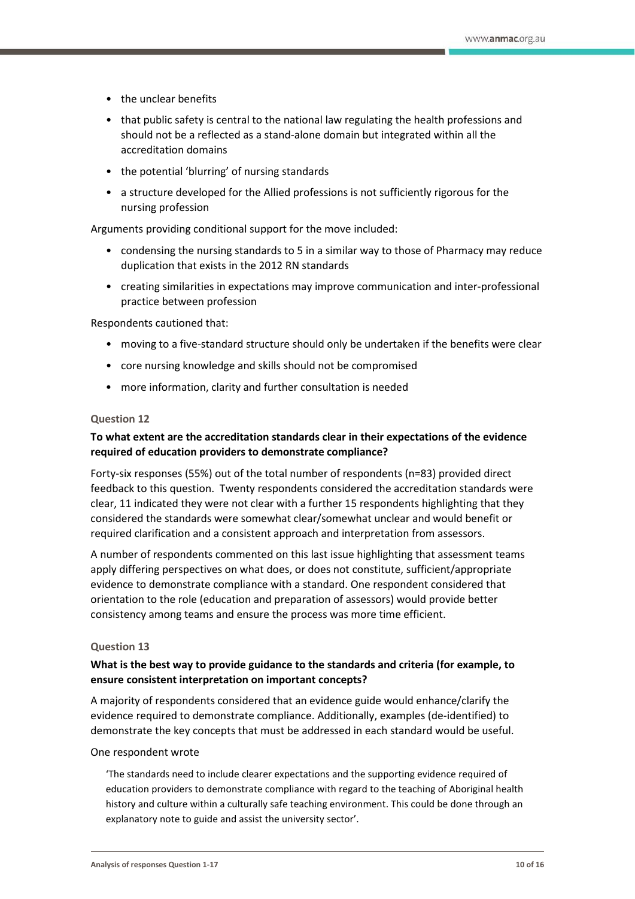- the unclear benefits
- that public safety is central to the national law regulating the health professions and should not be a reflected as a stand-alone domain but integrated within all the accreditation domains
- the potential 'blurring' of nursing standards
- a structure developed for the Allied professions is not sufficiently rigorous for the nursing profession

Arguments providing conditional support for the move included:

- condensing the nursing standards to 5 in a similar way to those of Pharmacy may reduce duplication that exists in the 2012 RN standards
- creating similarities in expectations may improve communication and inter-professional practice between profession

Respondents cautioned that:

- moving to a five-standard structure should only be undertaken if the benefits were clear
- core nursing knowledge and skills should not be compromised
- more information, clarity and further consultation is needed

#### Question 12

**To what extent are the accreditation standards clear in their expectations of the evidence required of education providers to demonstrate compliance?**

Forty-six responses (55%) out of the total number of respondents (n=83) provided direct feedback to this question. Twenty respondents considered the accreditation standards were clear, 11 indicated they were not clear with a further 15 respondents highlighting that they considered the standards were somewhat clear/somewhat unclear and would benefit or required clarification and a consistent approach and interpretation from assessors.

A number of respondents commented on this last issue highlighting that assessment teams apply differing perspectives on what does, or does not constitute, sufficient/appropriate evidence to demonstrate compliance with a standard. One respondent considered that orientation to the role (education and preparation of assessors) would provide better consistency among teams and ensure the process was more time efficient.

#### Question 13

**What is the best way to provide guidance to the standards and criteria (for example, to ensure consistent interpretation on important concepts?**

A majority of respondents considered that an evidence guide would enhance/clarify the evidence required to demonstrate compliance. Additionally, examples (de-identified) to demonstrate the key concepts that must be addressed in each standard would be useful.

One respondent wrote

> 'The standards need to include clearer expectations and the supporting evidence required of education providers to demonstrate compliance with regard to the teaching of Aboriginal health history and culture within a culturally safe teaching environment. This could be done through an explanatory note to guide and assist the university sector'.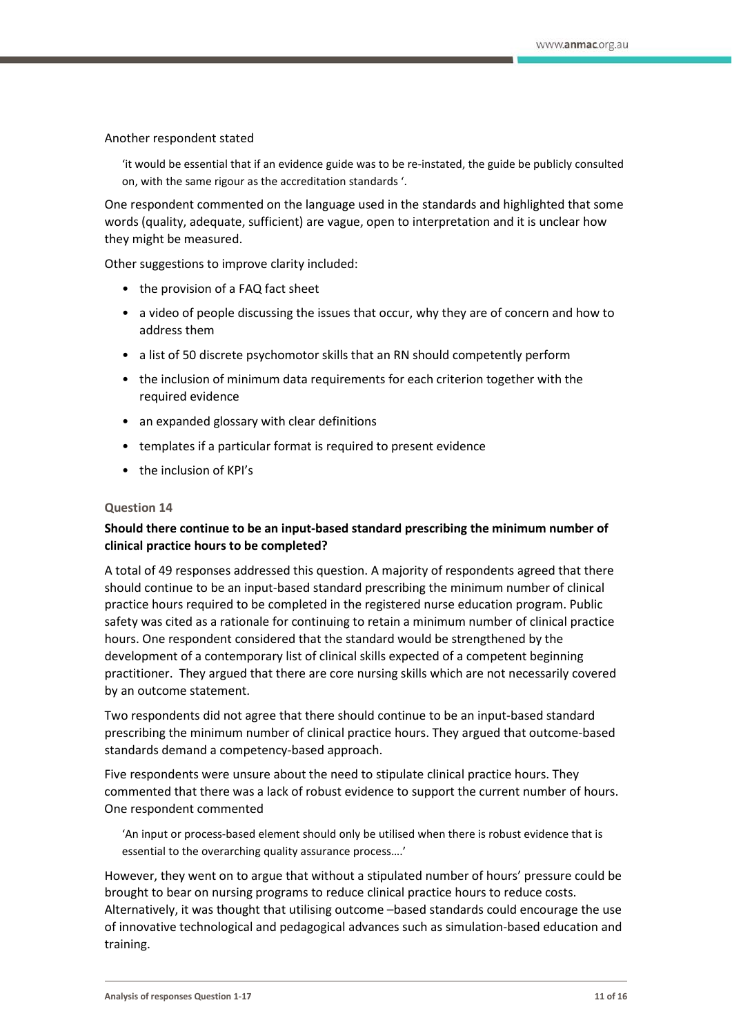Another respondent stated

> 'it would be essential that if an evidence guide was to be re-instated, the guide be publicly consulted on, with the same rigour as the accreditation standards '.

One respondent commented on the language used in the standards and highlighted that some words (quality, adequate, sufficient) are vague, open to interpretation and it is unclear how they might be measured.

Other suggestions to improve clarity included:

- the provision of a FAQ fact sheet
- a video of people discussing the issues that occur, why they are of concern and how to address them
- a list of 50 discrete psychomotor skills that an RN should competently perform
- the inclusion of minimum data requirements for each criterion together with the required evidence
- an expanded glossary with clear definitions
- templates if a particular format is required to present evidence
- the inclusion of KPI's

### Question 14

**Should there continue to be an input-based standard prescribing the minimum number of clinical practice hours to be completed?**

A total of 49 responses addressed this question. A majority of respondents agreed that there should continue to be an input-based standard prescribing the minimum number of clinical practice hours required to be completed in the registered nurse education program. Public safety was cited as a rationale for continuing to retain a minimum number of clinical practice hours. One respondent considered that the standard would be strengthened by the development of a contemporary list of clinical skills expected of a competent beginning practitioner. They argued that there are core nursing skills which are not necessarily covered by an outcome statement.

Two respondents did not agree that there should continue to be an input-based standard prescribing the minimum number of clinical practice hours. They argued that outcome-based standards demand a competency-based approach.

Five respondents were unsure about the need to stipulate clinical practice hours. They commented that there was a lack of robust evidence to support the current number of hours. One respondent commented

> 'An input or process-based element should only be utilised when there is robust evidence that is essential to the overarching quality assurance process….'

However, they went on to argue that without a stipulated number of hours' pressure could be brought to bear on nursing programs to reduce clinical practice hours to reduce costs. Alternatively, it was thought that utilising outcome –based standards could encourage the use of innovative technological and pedagogical advances such as simulation-based education and training.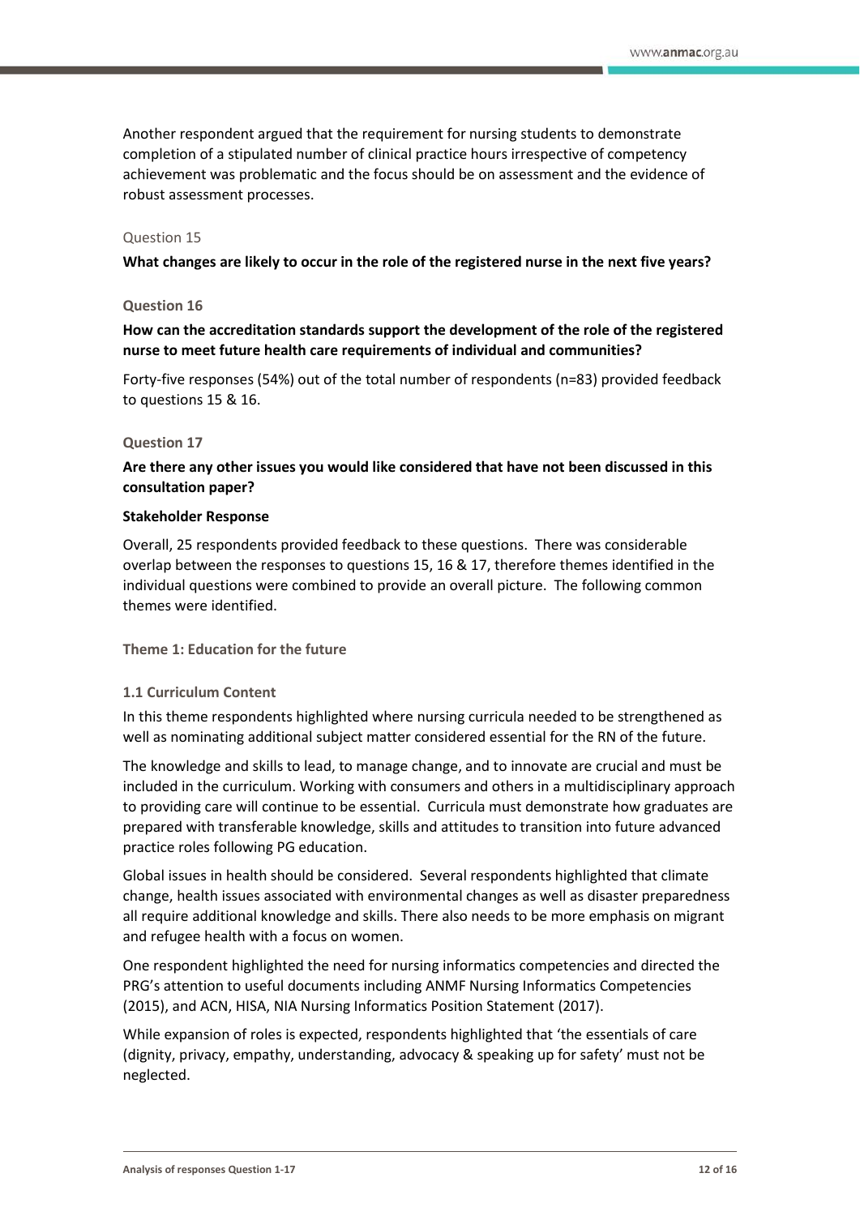Another respondent argued that the requirement for nursing students to demonstrate completion of a stipulated number of clinical practice hours irrespective of competency achievement was problematic and the focus should be on assessment and the evidence of robust assessment processes.

### Question 15

**What changes are likely to occur in the role of the registered nurse in the next five years?**

### Question 16

**How can the accreditation standards support the development of the role of the registered nurse to meet future health care requirements of individual and communities?**

Forty-five responses (54%) out of the total number of respondents (n=83) provided feedback to questions 15 & 16.

### Question 17

**Are there any other issues you would like considered that have not been discussed in this consultation paper?**

**Stakeholder Response**

Overall, 25 respondents provided feedback to these questions. There was considerable overlap between the responses to questions 15, 16 & 17, therefore themes identified in the individual questions were combined to provide an overall picture. The following common themes were identified.

#### Theme 1: Education for the future

##### 1.1 Curriculum Content

In this theme respondents highlighted where nursing curricula needed to be strengthened as well as nominating additional subject matter considered essential for the RN of the future.

The knowledge and skills to lead, to manage change, and to innovate are crucial and must be included in the curriculum. Working with consumers and others in a multidisciplinary approach to providing care will continue to be essential. Curricula must demonstrate how graduates are prepared with transferable knowledge, skills and attitudes to transition into future advanced practice roles following PG education.

Global issues in health should be considered. Several respondents highlighted that climate change, health issues associated with environmental changes as well as disaster preparedness all require additional knowledge and skills. There also needs to be more emphasis on migrant and refugee health with a focus on women.

One respondent highlighted the need for nursing informatics competencies and directed the PRG's attention to useful documents including ANMF Nursing Informatics Competencies (2015), and ACN, HISA, NIA Nursing Informatics Position Statement (2017).

While expansion of roles is expected, respondents highlighted that 'the essentials of care (dignity, privacy, empathy, understanding, advocacy & speaking up for safety' must not be neglected.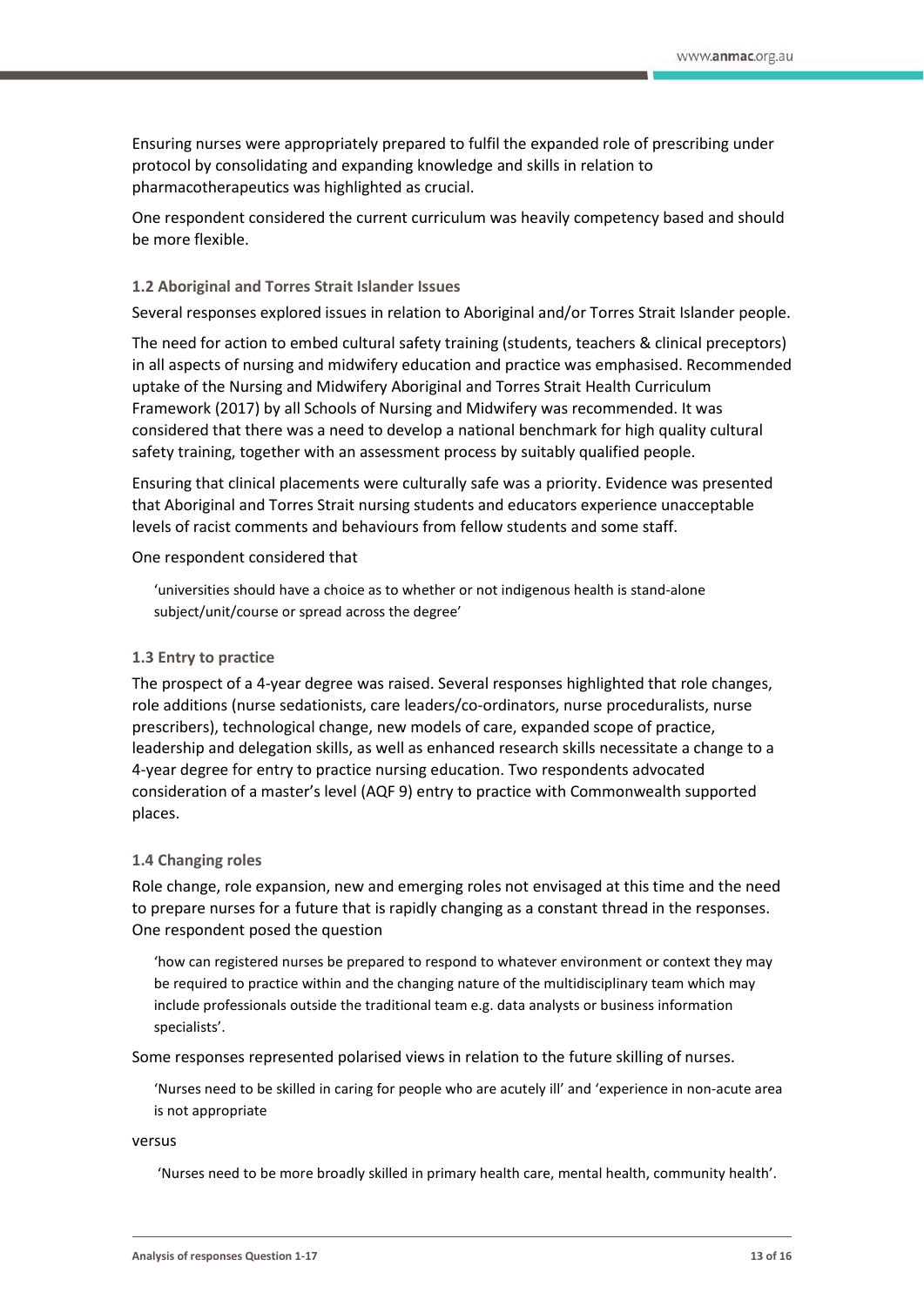Ensuring nurses were appropriately prepared to fulfil the expanded role of prescribing under protocol by consolidating and expanding knowledge and skills in relation to pharmacotherapeutics was highlighted as crucial.

One respondent considered the current curriculum was heavily competency based and should be more flexible.

### 1.2 Aboriginal and Torres Strait Islander Issues

Several responses explored issues in relation to Aboriginal and/or Torres Strait Islander people.

The need for action to embed cultural safety training (students, teachers & clinical preceptors) in all aspects of nursing and midwifery education and practice was emphasised. Recommended uptake of the Nursing and Midwifery Aboriginal and Torres Strait Health Curriculum Framework (2017) by all Schools of Nursing and Midwifery was recommended. It was considered that there was a need to develop a national benchmark for high quality cultural safety training, together with an assessment process by suitably qualified people.

Ensuring that clinical placements were culturally safe was a priority. Evidence was presented that Aboriginal and Torres Strait nursing students and educators experience unacceptable levels of racist comments and behaviours from fellow students and some staff.

One respondent considered that

> 'universities should have a choice as to whether or not indigenous health is stand-alone subject/unit/course or spread across the degree'

### 1.3 Entry to practice

The prospect of a 4-year degree was raised. Several responses highlighted that role changes, role additions (nurse sedationists, care leaders/co-ordinators, nurse proceduralists, nurse prescribers), technological change, new models of care, expanded scope of practice, leadership and delegation skills, as well as enhanced research skills necessitate a change to a 4-year degree for entry to practice nursing education. Two respondents advocated consideration of a master's level (AQF 9) entry to practice with Commonwealth supported places.

### 1.4 Changing roles

Role change, role expansion, new and emerging roles not envisaged at this time and the need to prepare nurses for a future that is rapidly changing as a constant thread in the responses. One respondent posed the question

> 'how can registered nurses be prepared to respond to whatever environment or context they may be required to practice within and the changing nature of the multidisciplinary team which may include professionals outside the traditional team e.g. data analysts or business information specialists'.

Some responses represented polarised views in relation to the future skilling of nurses.

> 'Nurses need to be skilled in caring for people who are acutely ill' and 'experience in non-acute area is not appropriate

versus

> 'Nurses need to be more broadly skilled in primary health care, mental health, community health'.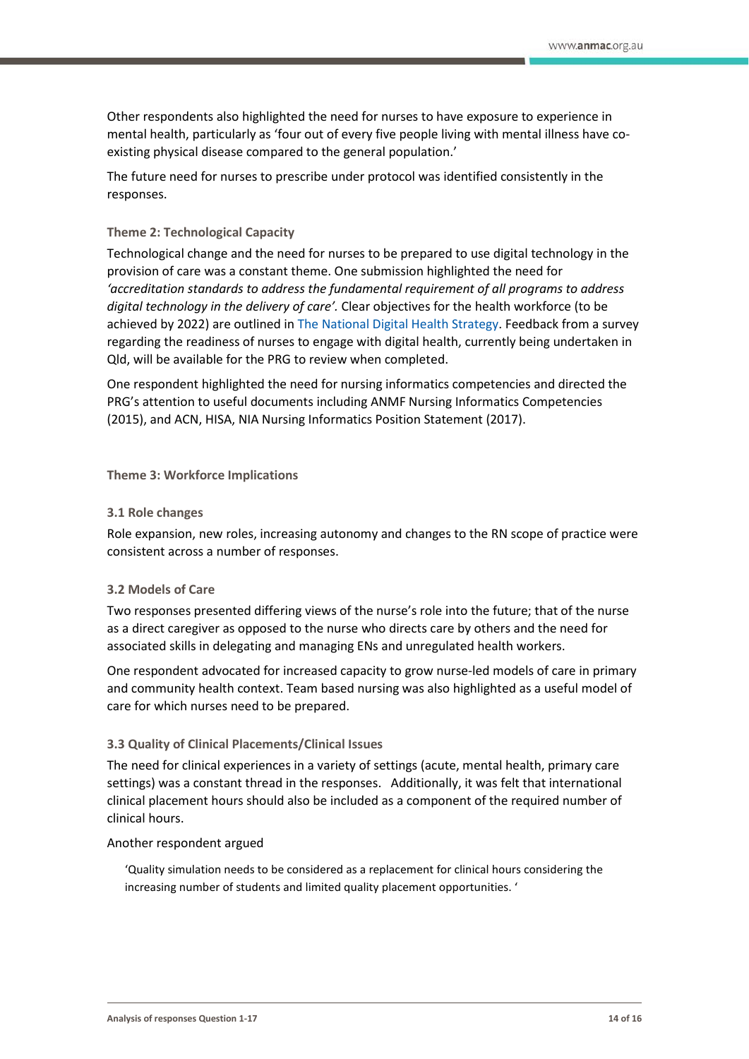Other respondents also highlighted the need for nurses to have exposure to experience in mental health, particularly as 'four out of every five people living with mental illness have co-existing physical disease compared to the general population.'

The future need for nurses to prescribe under protocol was identified consistently in the responses.

### Theme 2: Technological Capacity

Technological change and the need for nurses to be prepared to use digital technology in the provision of care was a constant theme. One submission highlighted the need for *'accreditation standards to address the fundamental requirement of all programs to address digital technology in the delivery of care'.* Clear objectives for the health workforce (to be achieved by 2022) are outlined in The National Digital Health Strategy. Feedback from a survey regarding the readiness of nurses to engage with digital health, currently being undertaken in Qld, will be available for the PRG to review when completed.

One respondent highlighted the need for nursing informatics competencies and directed the PRG's attention to useful documents including ANMF Nursing Informatics Competencies (2015), and ACN, HISA, NIA Nursing Informatics Position Statement (2017).

### Theme 3: Workforce Implications

#### 3.1 Role changes

Role expansion, new roles, increasing autonomy and changes to the RN scope of practice were consistent across a number of responses.

#### 3.2 Models of Care

Two responses presented differing views of the nurse's role into the future; that of the nurse as a direct caregiver as opposed to the nurse who directs care by others and the need for associated skills in delegating and managing ENs and unregulated health workers.

One respondent advocated for increased capacity to grow nurse-led models of care in primary and community health context. Team based nursing was also highlighted as a useful model of care for which nurses need to be prepared.

#### 3.3 Quality of Clinical Placements/Clinical Issues

The need for clinical experiences in a variety of settings (acute, mental health, primary care settings) was a constant thread in the responses. Additionally, it was felt that international clinical placement hours should also be included as a component of the required number of clinical hours.

Another respondent argued

> 'Quality simulation needs to be considered as a replacement for clinical hours considering the increasing number of students and limited quality placement opportunities. '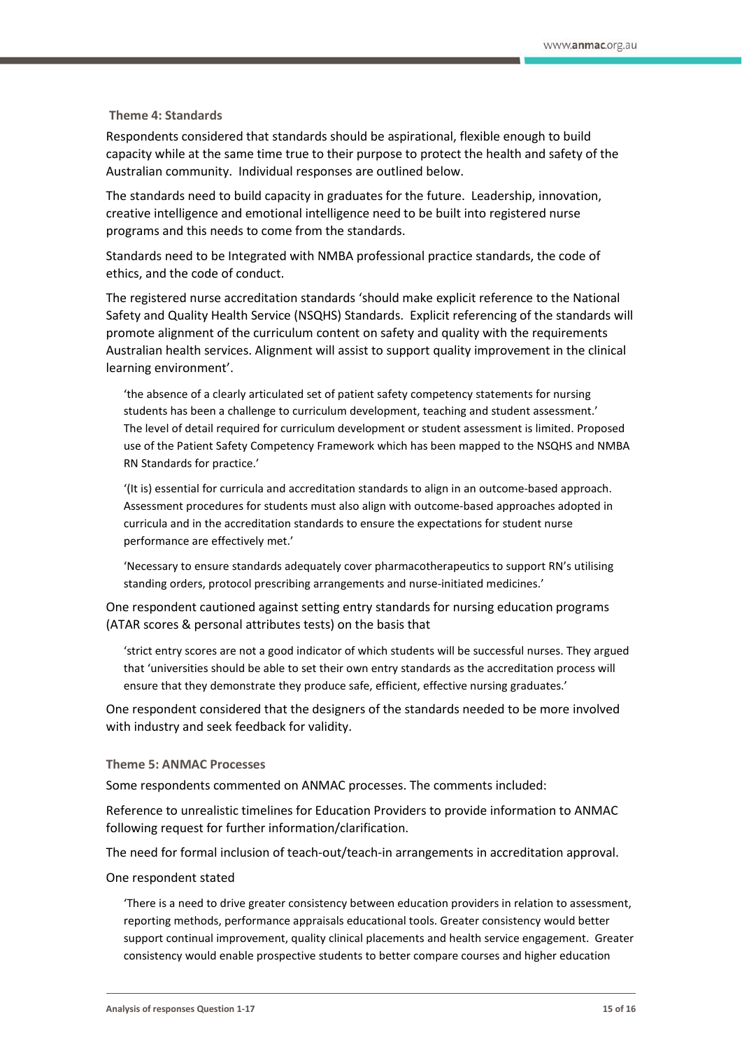### Theme 4: Standards

Respondents considered that standards should be aspirational, flexible enough to build capacity while at the same time true to their purpose to protect the health and safety of the Australian community. Individual responses are outlined below.

The standards need to build capacity in graduates for the future. Leadership, innovation, creative intelligence and emotional intelligence need to be built into registered nurse programs and this needs to come from the standards.

Standards need to be Integrated with NMBA professional practice standards, the code of ethics, and the code of conduct.

The registered nurse accreditation standards 'should make explicit reference to the National Safety and Quality Health Service (NSQHS) Standards. Explicit referencing of the standards will promote alignment of the curriculum content on safety and quality with the requirements Australian health services. Alignment will assist to support quality improvement in the clinical learning environment'.

> 'the absence of a clearly articulated set of patient safety competency statements for nursing students has been a challenge to curriculum development, teaching and student assessment.' The level of detail required for curriculum development or student assessment is limited. Proposed use of the Patient Safety Competency Framework which has been mapped to the NSQHS and NMBA RN Standards for practice.'
>
> '(It is) essential for curricula and accreditation standards to align in an outcome-based approach. Assessment procedures for students must also align with outcome-based approaches adopted in curricula and in the accreditation standards to ensure the expectations for student nurse performance are effectively met.'
>
> 'Necessary to ensure standards adequately cover pharmacotherapeutics to support RN's utilising standing orders, protocol prescribing arrangements and nurse-initiated medicines.'

One respondent cautioned against setting entry standards for nursing education programs (ATAR scores & personal attributes tests) on the basis that

> 'strict entry scores are not a good indicator of which students will be successful nurses. They argued that 'universities should be able to set their own entry standards as the accreditation process will ensure that they demonstrate they produce safe, efficient, effective nursing graduates.'

One respondent considered that the designers of the standards needed to be more involved with industry and seek feedback for validity.

### Theme 5: ANMAC Processes

Some respondents commented on ANMAC processes. The comments included:

Reference to unrealistic timelines for Education Providers to provide information to ANMAC following request for further information/clarification.

The need for formal inclusion of teach-out/teach-in arrangements in accreditation approval.

One respondent stated

> 'There is a need to drive greater consistency between education providers in relation to assessment, reporting methods, performance appraisals educational tools. Greater consistency would better support continual improvement, quality clinical placements and health service engagement. Greater consistency would enable prospective students to better compare courses and higher education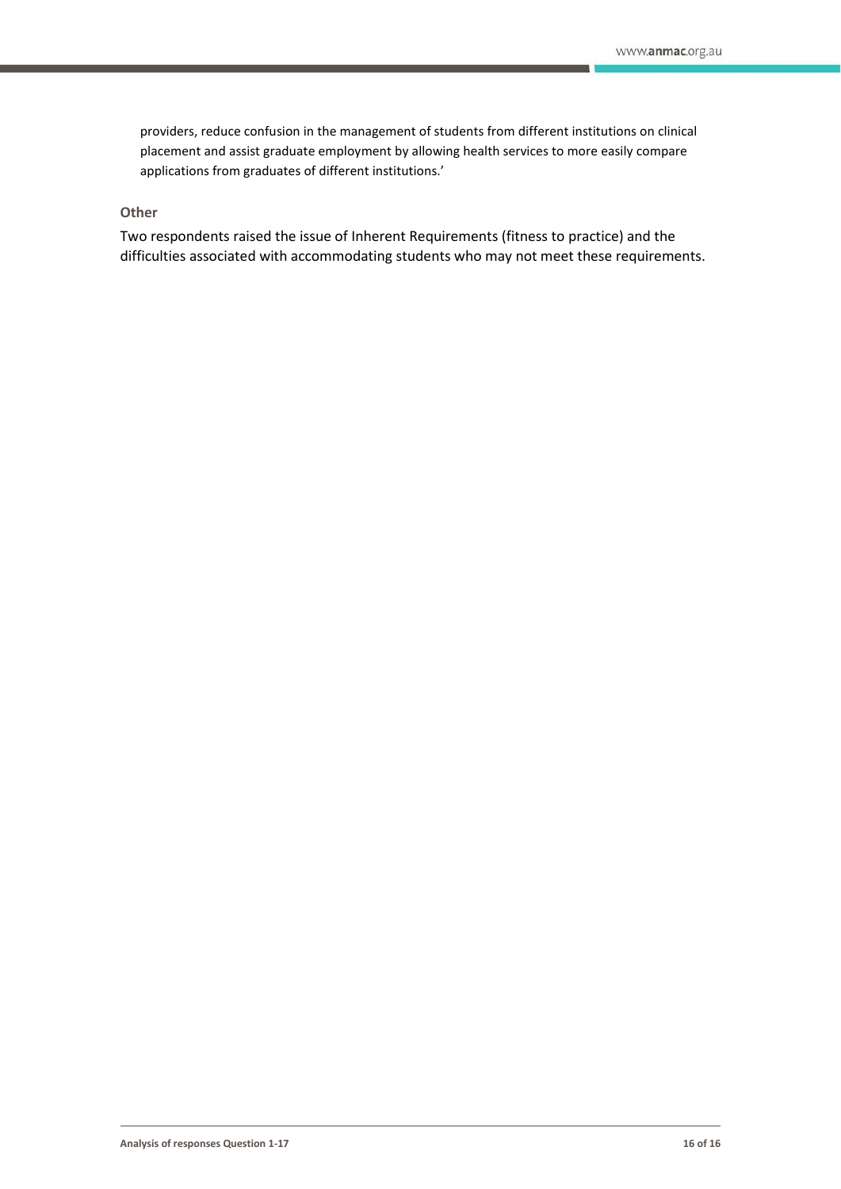providers, reduce confusion in the management of students from different institutions on clinical placement and assist graduate employment by allowing health services to more easily compare applications from graduates of different institutions.'

### Other

Two respondents raised the issue of Inherent Requirements (fitness to practice) and the difficulties associated with accommodating students who may not meet these requirements.